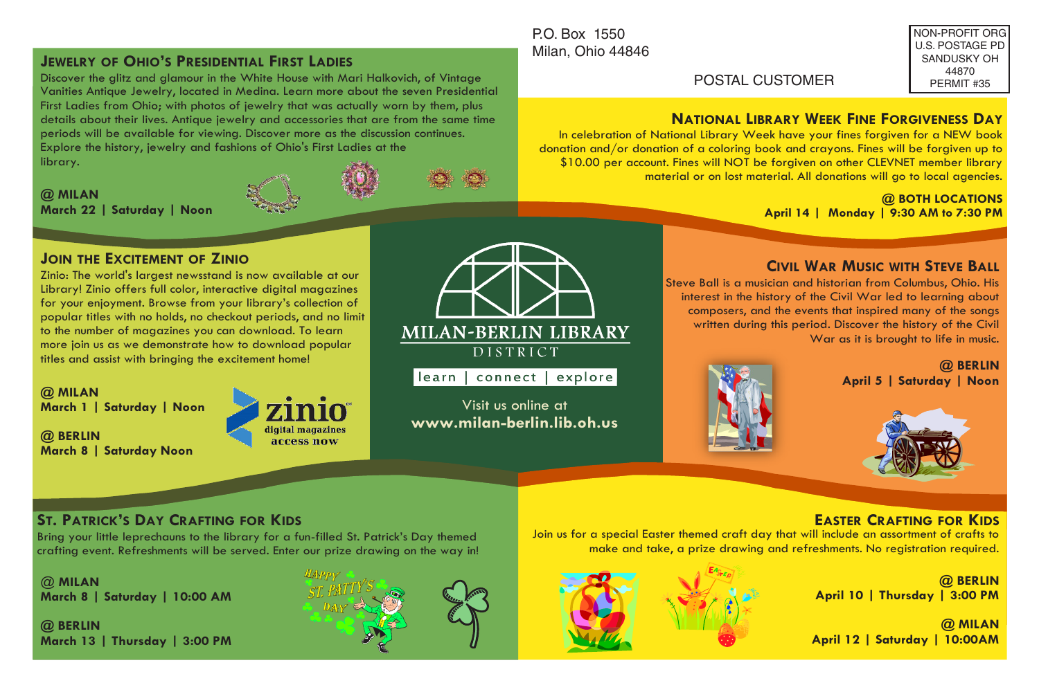P.O. Box 1550
Milan, Ohio 44846

POSTAL CUSTOMER

NON-PROFIT ORG
U.S. POSTAGE PD
SANDUSKY OH
44870
PERMIT #35

## Jewelry of Ohio's Presidential First Ladies

Discover the glitz and glamour in the White House with Mari Halkovich, of Vintage Vanities Antique Jewelry, located in Medina. Learn more about the seven Presidential First Ladies from Ohio; with photos of jewelry that was actually worn by them, plus details about their lives. Antique jewelry and accessories that are from the same time periods will be available for viewing. Discover more as the discussion continues. Explore the history, jewelry and fashions of Ohio's First Ladies at the library.

**@ MILAN**
**March 22 | Saturday | Noon**

## National Library Week Fine Forgiveness Day

In celebration of National Library Week have your fines forgiven for a NEW book donation and/or donation of a coloring book and crayons. Fines will be forgiven up to $10.00 per account. Fines will NOT be forgiven on other CLEVNET member library material or on lost material. All donations will go to local agencies.

**@ BOTH LOCATIONS**
**April 14 | Monday | 9:30 AM to 7:30 PM**

## Join the Excitement of Zinio

Zinio: The world's largest newsstand is now available at our Library! Zinio offers full color, interactive digital magazines for your enjoyment. Browse from your library's collection of popular titles with no holds, no checkout periods, and no limit to the number of magazines you can download. To learn more join us as we demonstrate how to download popular titles and assist with bringing the excitement home!

**@ MILAN**
**March 1 | Saturday | Noon**

**@ BERLIN**
**March 8 | Saturday Noon**

zinio digital magazines access now

MILAN-BERLIN LIBRARY DISTRICT

learn | connect | explore

Visit us online at
**www.milan-berlin.lib.oh.us**

## Civil War Music with Steve Ball

Steve Ball is a musician and historian from Columbus, Ohio. His interest in the history of the Civil War led to learning about composers, and the events that inspired many of the songs written during this period. Discover the history of the Civil War as it is brought to life in music.

**@ BERLIN**
**April 5 | Saturday | Noon**

## St. Patrick's Day Crafting for Kids

Bring your little leprechauns to the library for a fun-filled St. Patrick's Day themed crafting event. Refreshments will be served. Enter our prize drawing on the way in!

**@ MILAN**
**March 8 | Saturday | 10:00 AM**

**@ BERLIN**
**March 13 | Thursday | 3:00 PM**

## Easter Crafting for Kids

Join us for a special Easter themed craft day that will include an assortment of crafts to make and take, a prize drawing and refreshments. No registration required.

**@ BERLIN**
**April 10 | Thursday | 3:00 PM**

**@ MILAN**
**April 12 | Saturday | 10:00AM**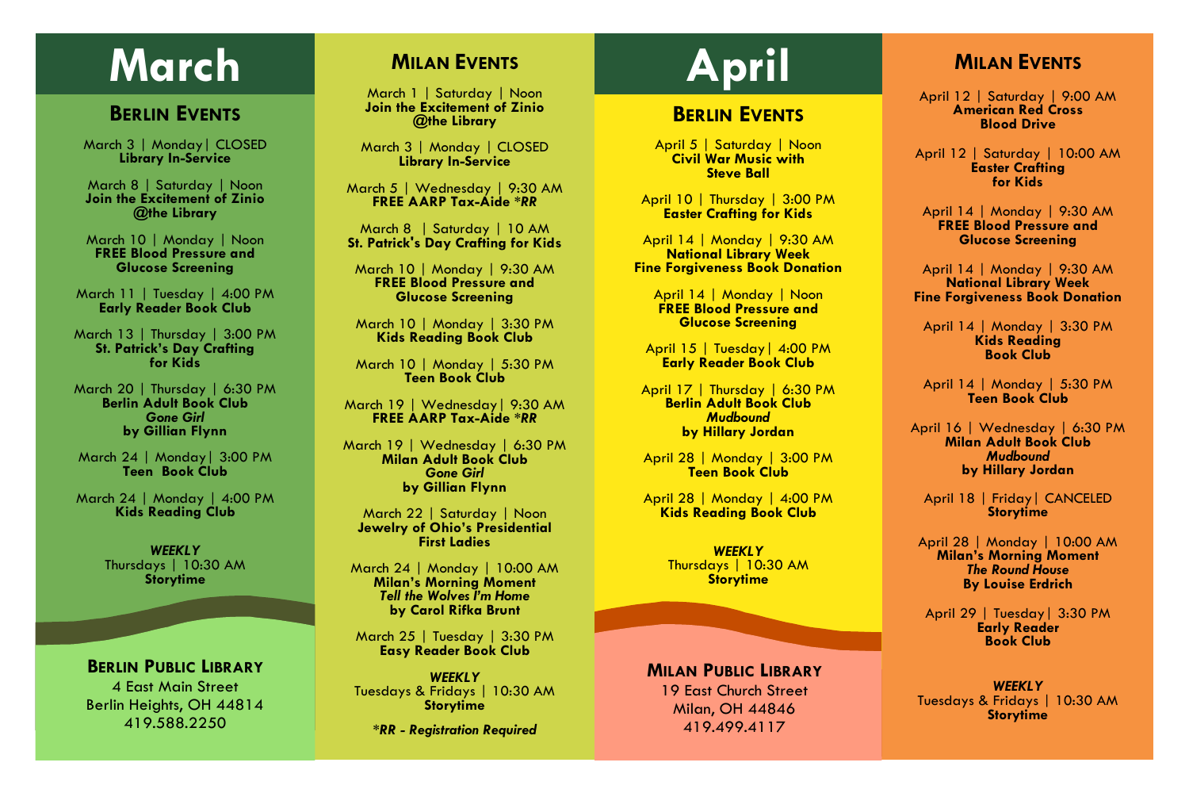# March

## Berlin Events

March 3 | Monday| CLOSED
**Library In-Service**

March 8 | Saturday | Noon
**Join the Excitement of Zinio @the Library**

March 10 | Monday | Noon
**FREE Blood Pressure and Glucose Screening**

March 11 | Tuesday | 4:00 PM
**Early Reader Book Club**

March 13 | Thursday | 3:00 PM
**St. Patrick's Day Crafting for Kids**

March 20 | Thursday | 6:30 PM
**Berlin Adult Book Club**
***Gone Girl***
**by Gillian Flynn**

March 24 | Monday| 3:00 PM
**Teen Book Club**

March 24 | Monday | 4:00 PM
**Kids Reading Club**

***WEEKLY***
Thursdays | 10:30 AM
**Storytime**

## Berlin Public Library

4 East Main Street
Berlin Heights, OH 44814
419.588.2250

## Milan Events

March 1 | Saturday | Noon
**Join the Excitement of Zinio @the Library**

March 3 | Monday | CLOSED
**Library In-Service**

March 5 | Wednesday | 9:30 AM
**FREE AARP Tax-Aide *RR**

March 8 | Saturday | 10 AM
**St. Patrick's Day Crafting for Kids**

March 10 | Monday | 9:30 AM
**FREE Blood Pressure and Glucose Screening**

March 10 | Monday | 3:30 PM
**Kids Reading Book Club**

March 10 | Monday | 5:30 PM
**Teen Book Club**

March 19 | Wednesday| 9:30 AM
**FREE AARP Tax-Aide *RR**

March 19 | Wednesday | 6:30 PM
**Milan Adult Book Club**
***Gone Girl***
**by Gillian Flynn**

March 22 | Saturday | Noon
**Jewelry of Ohio's Presidential First Ladies**

March 24 | Monday | 10:00 AM
**Milan's Morning Moment**
***Tell the Wolves I'm Home***
**by Carol Rifka Brunt**

March 25 | Tuesday | 3:30 PM
**Easy Reader Book Club**

***WEEKLY***
Tuesdays & Fridays | 10:30 AM
**Storytime**

****RR - Registration Required***

# April

## Berlin Events

April 5 | Saturday | Noon
**Civil War Music with Steve Ball**

April 10 | Thursday | 3:00 PM
**Easter Crafting for Kids**

April 14 | Monday | 9:30 AM
**National Library Week Fine Forgiveness Book Donation**

April 14 | Monday | Noon
**FREE Blood Pressure and Glucose Screening**

April 15 | Tuesday| 4:00 PM
**Early Reader Book Club**

April 17 | Thursday | 6:30 PM
**Berlin Adult Book Club**
***Mudbound***
**by Hillary Jordan**

April 28 | Monday | 3:00 PM
**Teen Book Club**

April 28 | Monday | 4:00 PM
**Kids Reading Book Club**

***WEEKLY***
Thursdays | 10:30 AM
**Storytime**

## Milan Public Library

19 East Church Street
Milan, OH 44846
419.499.4117

## Milan Events

April 12 | Saturday | 9:00 AM
**American Red Cross Blood Drive**

April 12 | Saturday | 10:00 AM
**Easter Crafting for Kids**

April 14 | Monday | 9:30 AM
**FREE Blood Pressure and Glucose Screening**

April 14 | Monday | 9:30 AM
**National Library Week Fine Forgiveness Book Donation**

April 14 | Monday | 3:30 PM
**Kids Reading Book Club**

April 14 | Monday | 5:30 PM
**Teen Book Club**

April 16 | Wednesday | 6:30 PM
**Milan Adult Book Club**
***Mudbound***
**by Hillary Jordan**

April 18 | Friday| CANCELED
**Storytime**

April 28 | Monday | 10:00 AM
**Milan's Morning Moment**
***The Round House***
**By Louise Erdrich**

April 29 | Tuesday| 3:30 PM
**Early Reader Book Club**

***WEEKLY***
Tuesdays & Fridays | 10:30 AM
**Storytime**